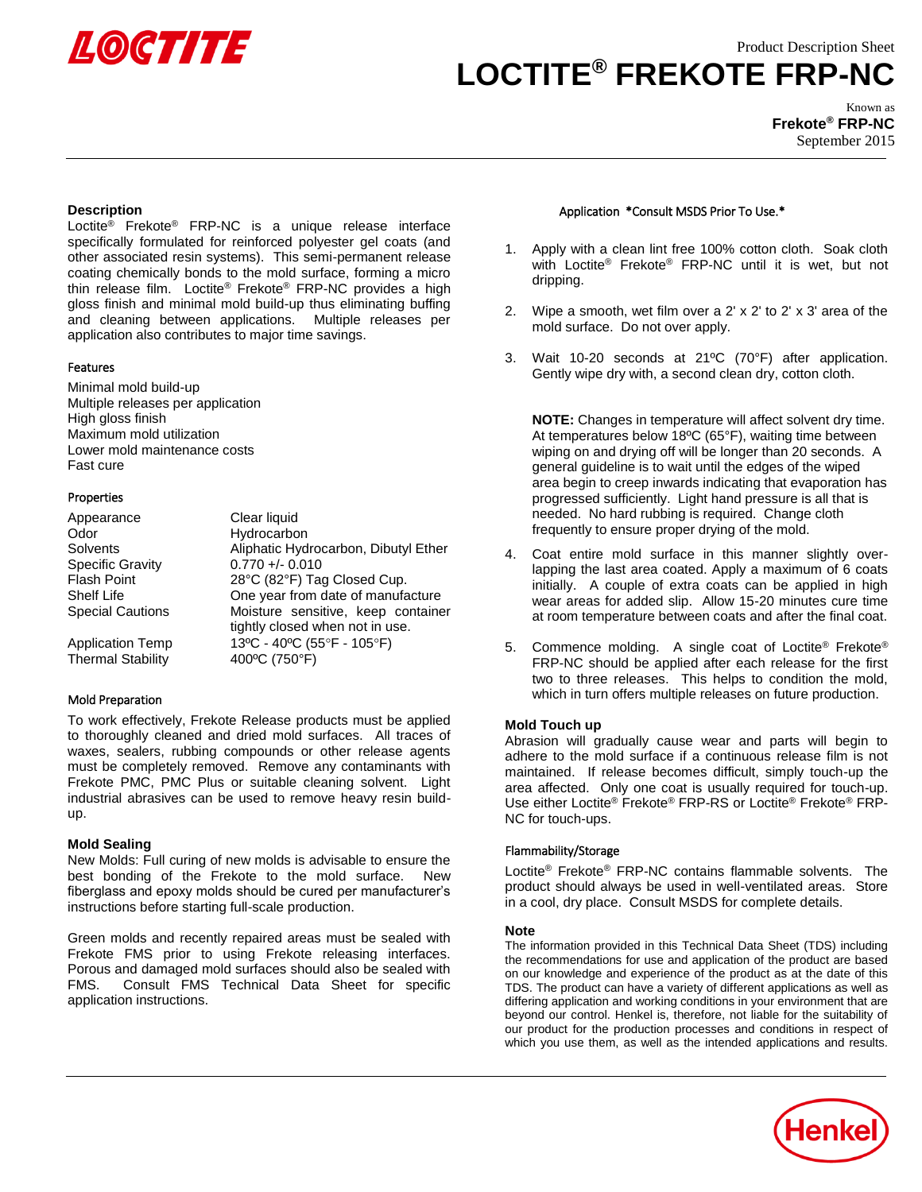Product Description Sheet

# LOCTITE® FREKOTE FRP-NC

Known as
**Frekote® FRP-NC**
September 2015

## Description

Loctite® Frekote® FRP-NC is a unique release interface specifically formulated for reinforced polyester gel coats (and other associated resin systems). This semi-permanent release coating chemically bonds to the mold surface, forming a micro thin release film. Loctite® Frekote® FRP-NC provides a high gloss finish and minimal mold build-up thus eliminating buffing and cleaning between applications. Multiple releases per application also contributes to major time savings.

### Features

Minimal mold build-up
Multiple releases per application
High gloss finish
Maximum mold utilization
Lower mold maintenance costs
Fast cure

### Properties

| | |
|---|---|
| Appearance | Clear liquid |
| Odor | Hydrocarbon |
| Solvents | Aliphatic Hydrocarbon, Dibutyl Ether |
| Specific Gravity | 0.770 +/- 0.010 |
| Flash Point | 28°C (82°F) Tag Closed Cup. |
| Shelf Life | One year from date of manufacture |
| Special Cautions | Moisture sensitive, keep container tightly closed when not in use. |
| Application Temp | 13ºC - 40ºC (55°F - 105°F) |
| Thermal Stability | 400ºC (750°F) |

### Mold Preparation

To work effectively, Frekote Release products must be applied to thoroughly cleaned and dried mold surfaces. All traces of waxes, sealers, rubbing compounds or other release agents must be completely removed. Remove any contaminants with Frekote PMC, PMC Plus or suitable cleaning solvent. Light industrial abrasives can be used to remove heavy resin build-up.

## Mold Sealing

New Molds: Full curing of new molds is advisable to ensure the best bonding of the Frekote to the mold surface. New fiberglass and epoxy molds should be cured per manufacturer's instructions before starting full-scale production.

Green molds and recently repaired areas must be sealed with Frekote FMS prior to using Frekote releasing interfaces. Porous and damaged mold surfaces should also be sealed with FMS. Consult FMS Technical Data Sheet for specific application instructions.

### Application *Consult MSDS Prior To Use.*

1. Apply with a clean lint free 100% cotton cloth. Soak cloth with Loctite® Frekote® FRP-NC until it is wet, but not dripping.

2. Wipe a smooth, wet film over a 2' x 2' to 2' x 3' area of the mold surface. Do not over apply.

3. Wait 10-20 seconds at 21ºC (70°F) after application. Gently wipe dry with, a second clean dry, cotton cloth.

   **NOTE:** Changes in temperature will affect solvent dry time. At temperatures below 18ºC (65°F), waiting time between wiping on and drying off will be longer than 20 seconds. A general guideline is to wait until the edges of the wiped area begin to creep inwards indicating that evaporation has progressed sufficiently. Light hand pressure is all that is needed. No hard rubbing is required. Change cloth frequently to ensure proper drying of the mold.

4. Coat entire mold surface in this manner slightly over-lapping the last area coated. Apply a maximum of 6 coats initially. A couple of extra coats can be applied in high wear areas for added slip. Allow 15-20 minutes cure time at room temperature between coats and after the final coat.

5. Commence molding. A single coat of Loctite® Frekote® FRP-NC should be applied after each release for the first two to three releases. This helps to condition the mold, which in turn offers multiple releases on future production.

## Mold Touch up

Abrasion will gradually cause wear and parts will begin to adhere to the mold surface if a continuous release film is not maintained. If release becomes difficult, simply touch-up the area affected. Only one coat is usually required for touch-up. Use either Loctite® Frekote® FRP-RS or Loctite® Frekote® FRP-NC for touch-ups.

### Flammability/Storage

Loctite® Frekote® FRP-NC contains flammable solvents. The product should always be used in well-ventilated areas. Store in a cool, dry place. Consult MSDS for complete details.

## Note

The information provided in this Technical Data Sheet (TDS) including the recommendations for use and application of the product are based on our knowledge and experience of the product as at the date of this TDS. The product can have a variety of different applications as well as differing application and working conditions in your environment that are beyond our control. Henkel is, therefore, not liable for the suitability of our product for the production processes and conditions in respect of which you use them, as well as the intended applications and results.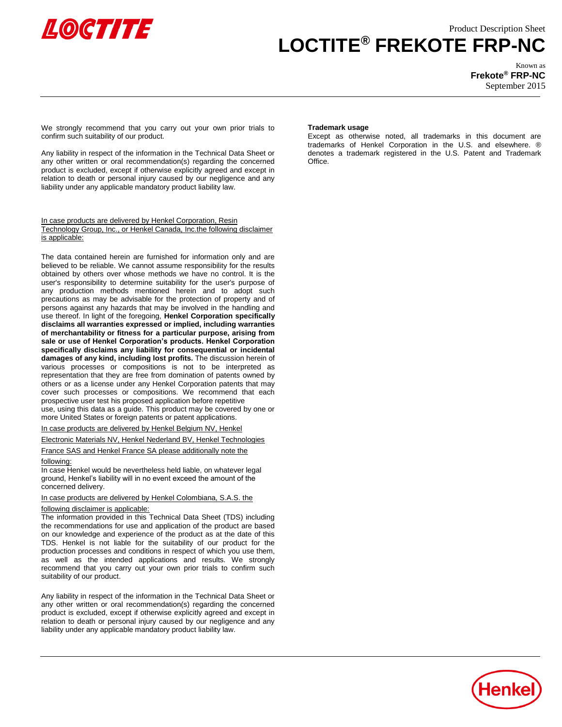We strongly recommend that you carry out your own prior trials to confirm such suitability of our product.

Any liability in respect of the information in the Technical Data Sheet or any other written or oral recommendation(s) regarding the concerned product is excluded, except if otherwise explicitly agreed and except in relation to death or personal injury caused by our negligence and any liability under any applicable mandatory product liability law.

In case products are delivered by Henkel Corporation, Resin Technology Group, Inc., or Henkel Canada, Inc.the following disclaimer is applicable:

The data contained herein are furnished for information only and are believed to be reliable. We cannot assume responsibility for the results obtained by others over whose methods we have no control. It is the user's responsibility to determine suitability for the user's purpose of any production methods mentioned herein and to adopt such precautions as may be advisable for the protection of property and of persons against any hazards that may be involved in the handling and use thereof. In light of the foregoing, **Henkel Corporation specifically disclaims all warranties expressed or implied, including warranties of merchantability or fitness for a particular purpose, arising from sale or use of Henkel Corporation's products. Henkel Corporation specifically disclaims any liability for consequential or incidental damages of any kind, including lost profits.** The discussion herein of various processes or compositions is not to be interpreted as representation that they are free from domination of patents owned by others or as a license under any Henkel Corporation patents that may cover such processes or compositions. We recommend that each prospective user test his proposed application before repetitive use, using this data as a guide. This product may be covered by one or more United States or foreign patents or patent applications.

In case products are delivered by Henkel Belgium NV, Henkel Electronic Materials NV, Henkel Nederland BV, Henkel Technologies France SAS and Henkel France SA please additionally note the following:

In case Henkel would be nevertheless held liable, on whatever legal ground, Henkel's liability will in no event exceed the amount of the concerned delivery.

In case products are delivered by Henkel Colombiana, S.A.S. the following disclaimer is applicable:

The information provided in this Technical Data Sheet (TDS) including the recommendations for use and application of the product are based on our knowledge and experience of the product as at the date of this TDS. Henkel is not liable for the suitability of our product for the production processes and conditions in respect of which you use them, as well as the intended applications and results. We strongly recommend that you carry out your own prior trials to confirm such suitability of our product.

Any liability in respect of the information in the Technical Data Sheet or any other written or oral recommendation(s) regarding the concerned product is excluded, except if otherwise explicitly agreed and except in relation to death or personal injury caused by our negligence and any liability under any applicable mandatory product liability law.

**Trademark usage**

Except as otherwise noted, all trademarks in this document are trademarks of Henkel Corporation in the U.S. and elsewhere. ® denotes a trademark registered in the U.S. Patent and Trademark Office.